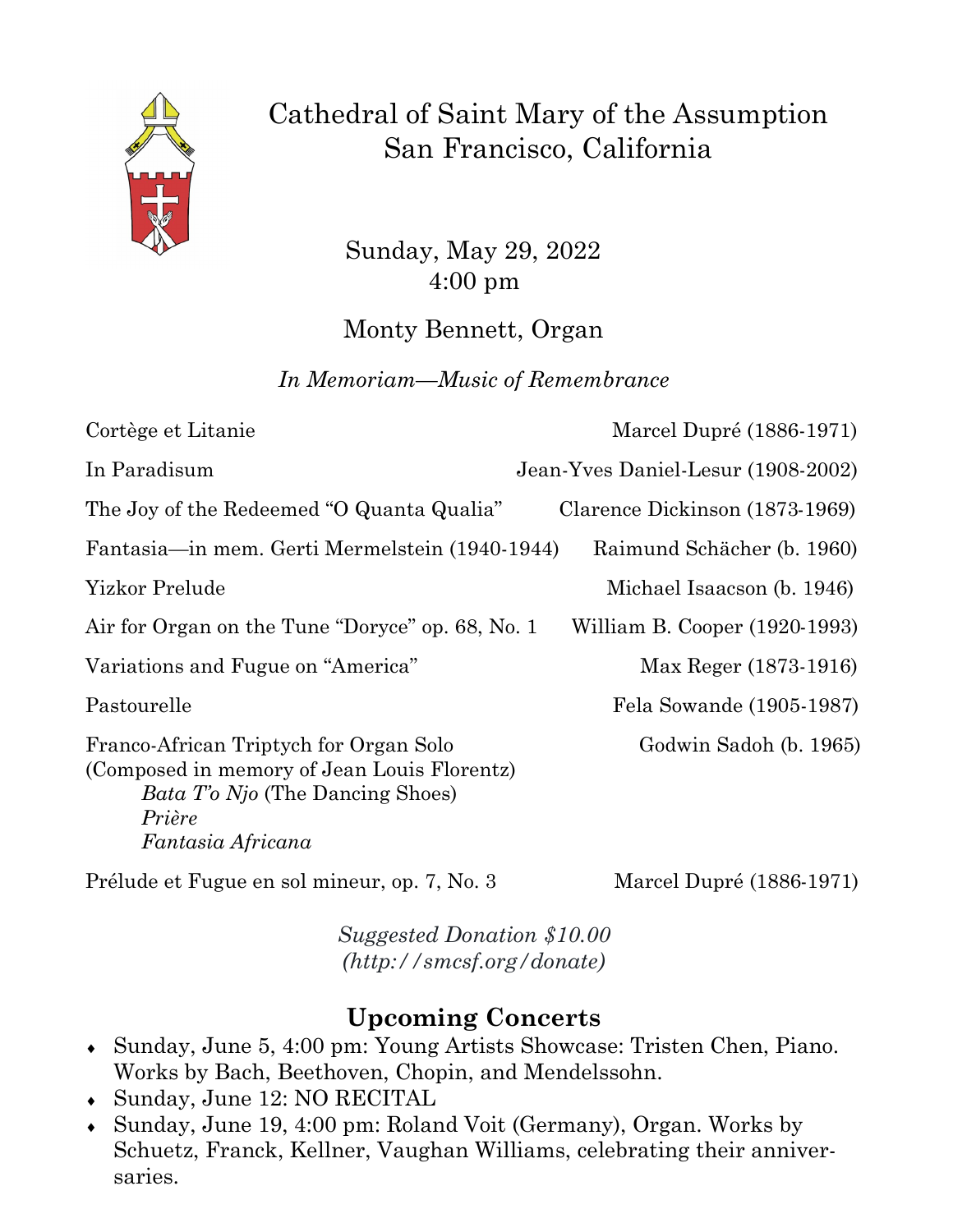# Cathedral of Saint Mary of the Assumption
## San Francisco, California

Sunday, May 29, 2022
4:00 pm

Monty Bennett, Organ

*In Memoriam—Music of Remembrance*

| | |
|---|---|
| Cortège et Litanie | Marcel Dupré (1886-1971) |
| In Paradisum | Jean-Yves Daniel-Lesur (1908-2002) |
| The Joy of the Redeemed "O Quanta Qualia" | Clarence Dickinson (1873-1969) |
| Fantasia—in mem. Gerti Mermelstein (1940-1944) | Raimund Schächer (b. 1960) |
| Yizkor Prelude | Michael Isaacson (b. 1946) |
| Air for Organ on the Tune "Doryce" op. 68, No. 1 | William B. Cooper (1920-1993) |
| Variations and Fugue on "America" | Max Reger (1873-1916) |
| Pastourelle | Fela Sowande (1905-1987) |
| Franco-African Triptych for Organ Solo (Composed in memory of Jean Louis Florentz) *Bata T'o Njo* (The Dancing Shoes) *Prière* *Fantasia Africana* | Godwin Sadoh (b. 1965) |
| Prélude et Fugue en sol mineur, op. 7, No. 3 | Marcel Dupré (1886-1971) |

*Suggested Donation $10.00*
*(http://smcsf.org/donate)*

## Upcoming Concerts

- Sunday, June 5, 4:00 pm: Young Artists Showcase: Tristen Chen, Piano. Works by Bach, Beethoven, Chopin, and Mendelssohn.
- Sunday, June 12: NO RECITAL
- Sunday, June 19, 4:00 pm: Roland Voit (Germany), Organ. Works by Schuetz, Franck, Kellner, Vaughan Williams, celebrating their anniversaries.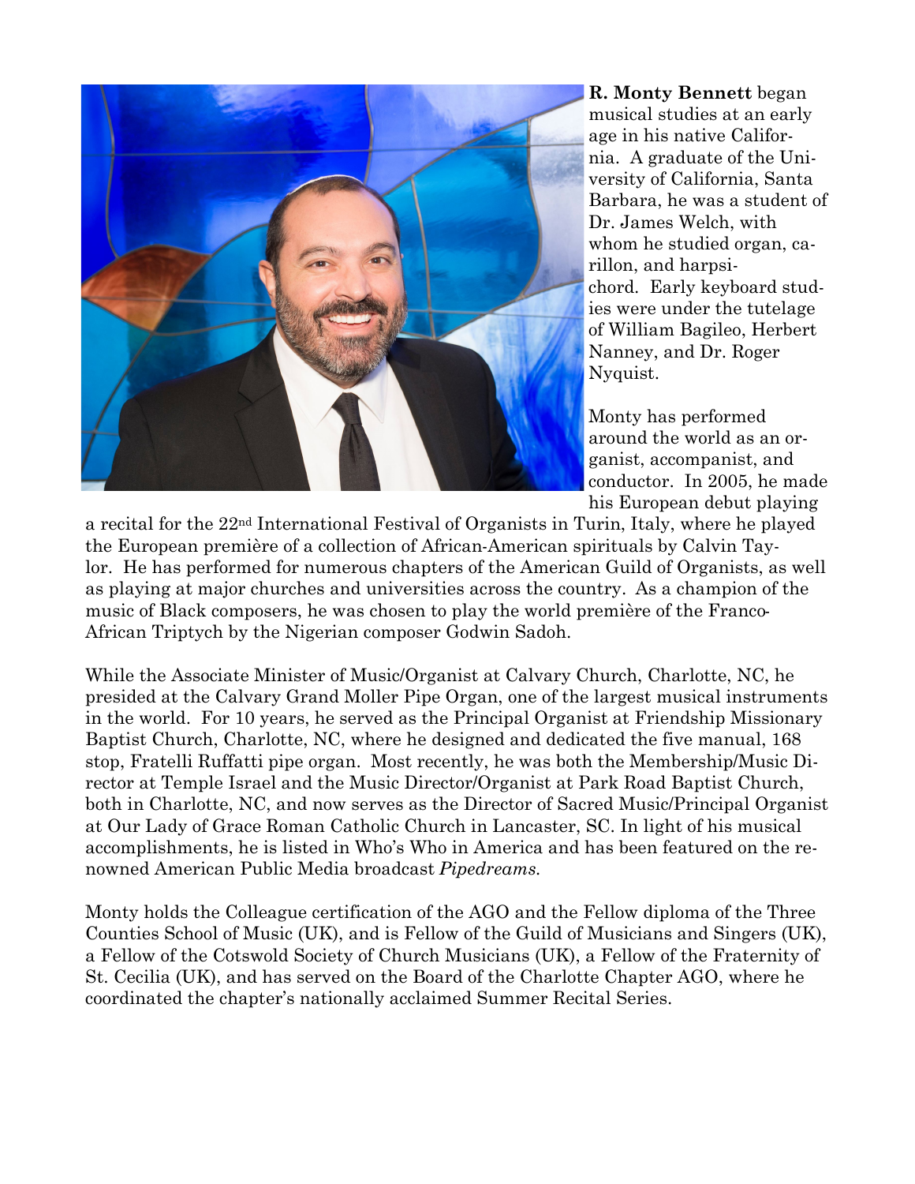**R. Monty Bennett** began musical studies at an early age in his native California. A graduate of the University of California, Santa Barbara, he was a student of Dr. James Welch, with whom he studied organ, carillon, and harpsichord. Early keyboard studies were under the tutelage of William Bagileo, Herbert Nanney, and Dr. Roger Nyquist.

Monty has performed around the world as an organist, accompanist, and conductor. In 2005, he made his European debut playing a recital for the 22nd International Festival of Organists in Turin, Italy, where he played the European première of a collection of African-American spirituals by Calvin Taylor. He has performed for numerous chapters of the American Guild of Organists, as well as playing at major churches and universities across the country. As a champion of the music of Black composers, he was chosen to play the world première of the Franco-African Triptych by the Nigerian composer Godwin Sadoh.

While the Associate Minister of Music/Organist at Calvary Church, Charlotte, NC, he presided at the Calvary Grand Moller Pipe Organ, one of the largest musical instruments in the world. For 10 years, he served as the Principal Organist at Friendship Missionary Baptist Church, Charlotte, NC, where he designed and dedicated the five manual, 168 stop, Fratelli Ruffatti pipe organ. Most recently, he was both the Membership/Music Director at Temple Israel and the Music Director/Organist at Park Road Baptist Church, both in Charlotte, NC, and now serves as the Director of Sacred Music/Principal Organist at Our Lady of Grace Roman Catholic Church in Lancaster, SC. In light of his musical accomplishments, he is listed in Who's Who in America and has been featured on the renowned American Public Media broadcast *Pipedreams*.

Monty holds the Colleague certification of the AGO and the Fellow diploma of the Three Counties School of Music (UK), and is Fellow of the Guild of Musicians and Singers (UK), a Fellow of the Cotswold Society of Church Musicians (UK), a Fellow of the Fraternity of St. Cecilia (UK), and has served on the Board of the Charlotte Chapter AGO, where he coordinated the chapter's nationally acclaimed Summer Recital Series.